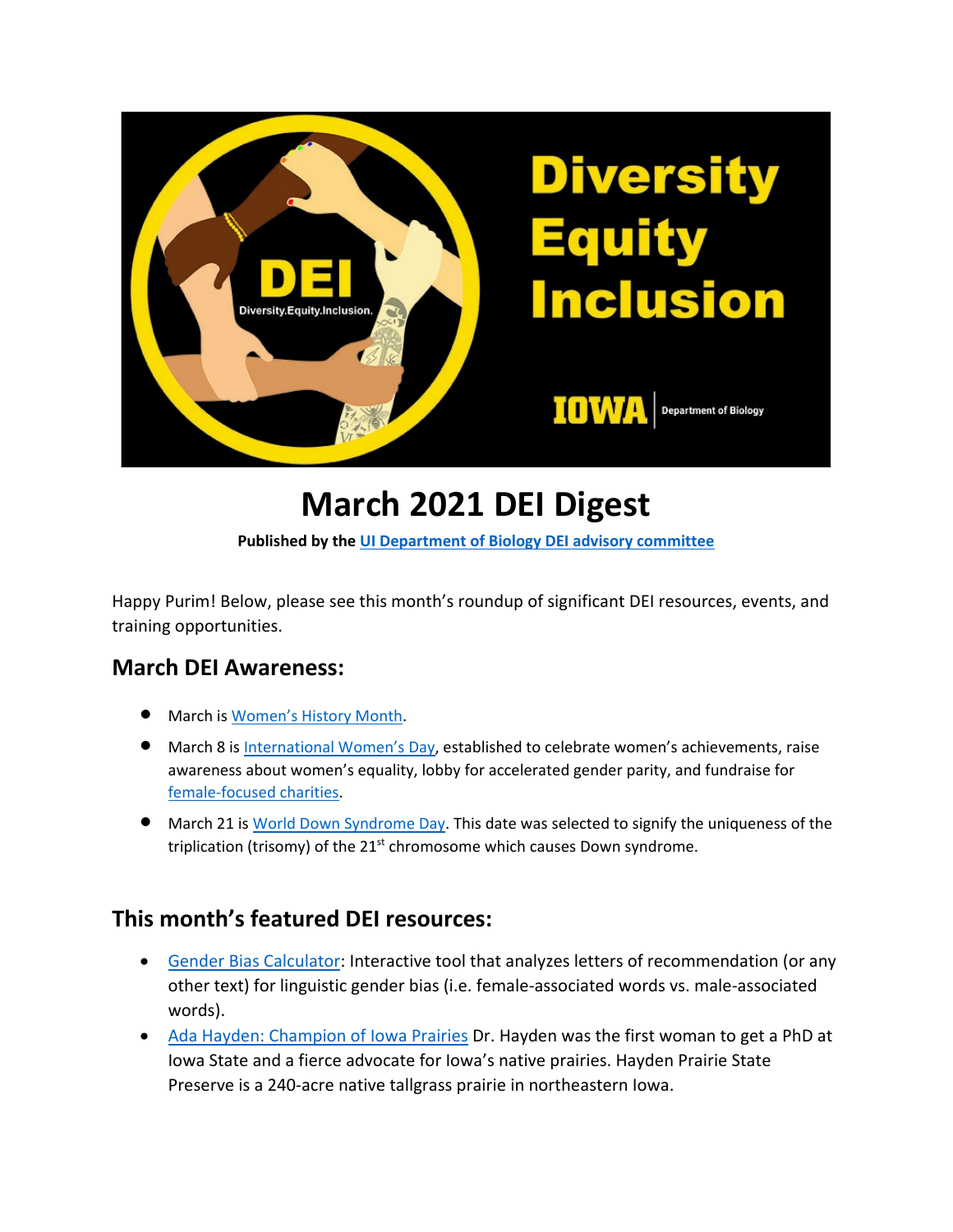# March 2021 DEI Digest

**Published by the UI Department of Biology DEI advisory committee**

Happy Purim! Below, please see this month's roundup of significant DEI resources, events, and training opportunities.

## March DEI Awareness:

- March is Women's History Month.
- March 8 is International Women's Day, established to celebrate women's achievements, raise awareness about women's equality, lobby for accelerated gender parity, and fundraise for female-focused charities.
- March 21 is World Down Syndrome Day. This date was selected to signify the uniqueness of the triplication (trisomy) of the 21st chromosome which causes Down syndrome.

## This month's featured DEI resources:

- Gender Bias Calculator: Interactive tool that analyzes letters of recommendation (or any other text) for linguistic gender bias (i.e. female-associated words vs. male-associated words).
- Ada Hayden: Champion of Iowa Prairies Dr. Hayden was the first woman to get a PhD at Iowa State and a fierce advocate for Iowa's native prairies. Hayden Prairie State Preserve is a 240-acre native tallgrass prairie in northeastern Iowa.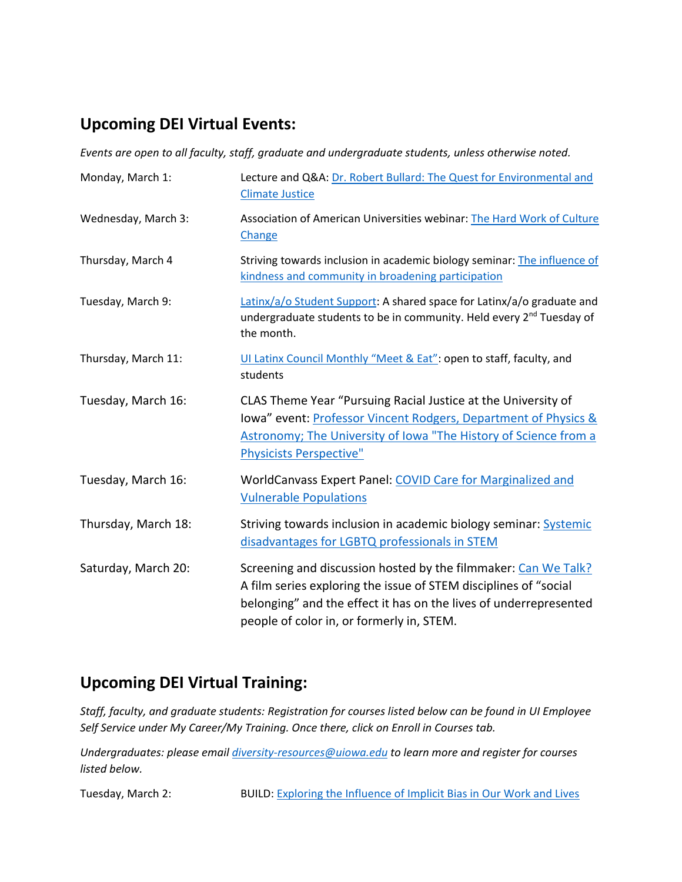## Upcoming DEI Virtual Events:

*Events are open to all faculty, staff, graduate and undergraduate students, unless otherwise noted.*

| | |
|---|---|
| Monday, March 1: | Lecture and Q&A: Dr. Robert Bullard: The Quest for Environmental and Climate Justice |
| Wednesday, March 3: | Association of American Universities webinar: The Hard Work of Culture Change |
| Thursday, March 4 | Striving towards inclusion in academic biology seminar: The influence of kindness and community in broadening participation |
| Tuesday, March 9: | Latinx/a/o Student Support: A shared space for Latinx/a/o graduate and undergraduate students to be in community. Held every 2nd Tuesday of the month. |
| Thursday, March 11: | UI Latinx Council Monthly "Meet & Eat": open to staff, faculty, and students |
| Tuesday, March 16: | CLAS Theme Year "Pursuing Racial Justice at the University of Iowa" event: Professor Vincent Rodgers, Department of Physics & Astronomy; The University of Iowa "The History of Science from a Physicists Perspective" |
| Tuesday, March 16: | WorldCanvass Expert Panel: COVID Care for Marginalized and Vulnerable Populations |
| Thursday, March 18: | Striving towards inclusion in academic biology seminar: Systemic disadvantages for LGBTQ professionals in STEM |
| Saturday, March 20: | Screening and discussion hosted by the filmmaker: Can We Talk? A film series exploring the issue of STEM disciplines of "social belonging" and the effect it has on the lives of underrepresented people of color in, or formerly in, STEM. |

## Upcoming DEI Virtual Training:

*Staff, faculty, and graduate students: Registration for courses listed below can be found in UI Employee Self Service under My Career/My Training. Once there, click on Enroll in Courses tab.*

*Undergraduates: please email diversity-resources@uiowa.edu to learn more and register for courses listed below.*

| | |
|---|---|
| Tuesday, March 2: | BUILD: Exploring the Influence of Implicit Bias in Our Work and Lives |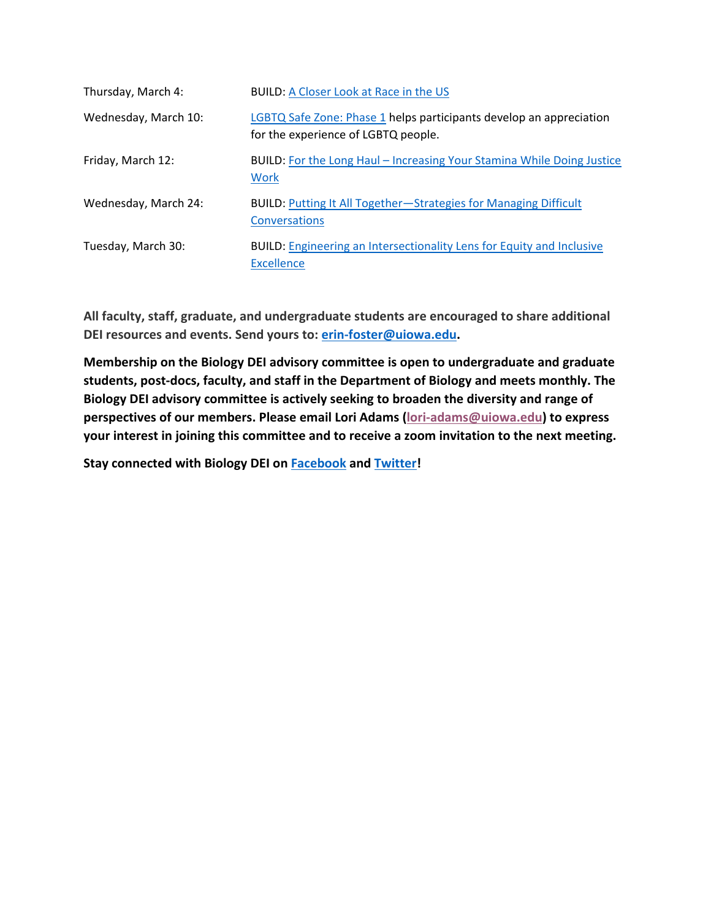| | |
|---|---|
| Thursday, March 4: | BUILD: A Closer Look at Race in the US |
| Wednesday, March 10: | LGBTQ Safe Zone: Phase 1 helps participants develop an appreciation for the experience of LGBTQ people. |
| Friday, March 12: | BUILD: For the Long Haul – Increasing Your Stamina While Doing Justice Work |
| Wednesday, March 24: | BUILD: Putting It All Together—Strategies for Managing Difficult Conversations |
| Tuesday, March 30: | BUILD: Engineering an Intersectionality Lens for Equity and Inclusive Excellence |

**All faculty, staff, graduate, and undergraduate students are encouraged to share additional DEI resources and events. Send yours to: erin-foster@uiowa.edu.**

**Membership on the Biology DEI advisory committee is open to undergraduate and graduate students, post-docs, faculty, and staff in the Department of Biology and meets monthly. The Biology DEI advisory committee is actively seeking to broaden the diversity and range of perspectives of our members. Please email Lori Adams (lori-adams@uiowa.edu) to express your interest in joining this committee and to receive a zoom invitation to the next meeting.**

**Stay connected with Biology DEI on Facebook and Twitter!**